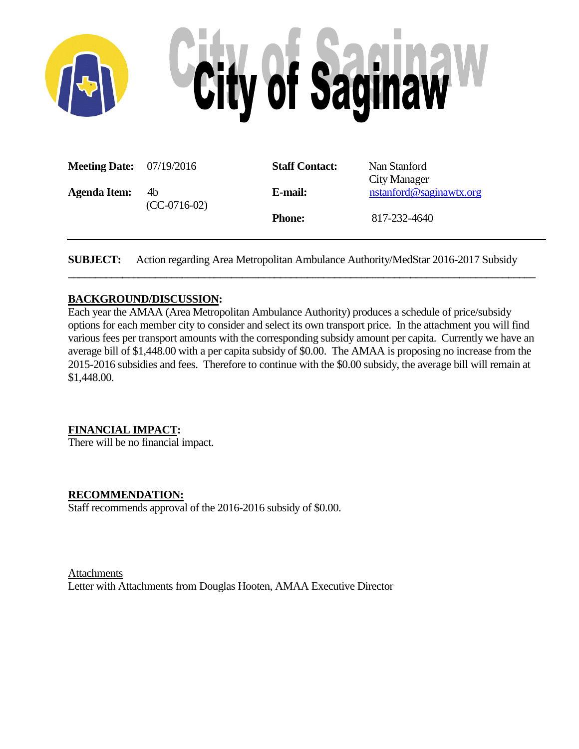# City of Saginaw

| | | | |
|---|---|---|---|
| **Meeting Date:** | 07/19/2016 | **Staff Contact:** | Nan Stanford<br>City Manager |
| **Agenda Item:** | 4b<br>(CC-0716-02) | **E-mail:** | nstanford@saginawtx.org |
| | | **Phone:** | 817-232-4640 |

**SUBJECT:** Action regarding Area Metropolitan Ambulance Authority/MedStar 2016-2017 Subsidy

---

## BACKGROUND/DISCUSSION:

Each year the AMAA (Area Metropolitan Ambulance Authority) produces a schedule of price/subsidy options for each member city to consider and select its own transport price. In the attachment you will find various fees per transport amounts with the corresponding subsidy amount per capita. Currently we have an average bill of $1,448.00 with a per capita subsidy of $0.00. The AMAA is proposing no increase from the 2015-2016 subsidies and fees. Therefore to continue with the $0.00 subsidy, the average bill will remain at $1,448.00.

## FINANCIAL IMPACT:

There will be no financial impact.

## RECOMMENDATION:

Staff recommends approval of the 2016-2016 subsidy of $0.00.

Attachments

Letter with Attachments from Douglas Hooten, AMAA Executive Director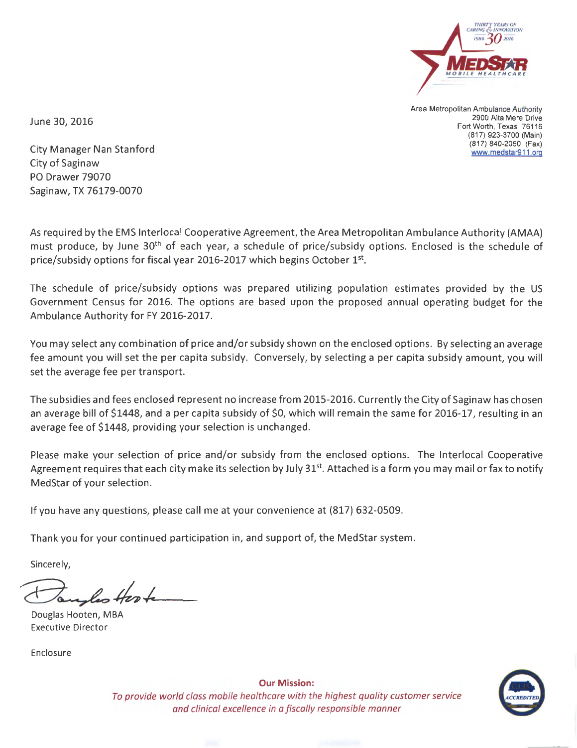THIRTY YEARS OF CARING & INNOVATION 1986 30 2016

MEDSTAR MOBILE HEALTHCARE

Area Metropolitan Ambulance Authority
2900 Alta Mere Drive
Fort Worth, Texas 76116
(817) 923-3700 (Main)
(817) 840-2050 (Fax)
www.medstar911.org

June 30, 2016

City Manager Nan Stanford
City of Saginaw
PO Drawer 79070
Saginaw, TX 76179-0070

As required by the EMS Interlocal Cooperative Agreement, the Area Metropolitan Ambulance Authority (AMAA) must produce, by June 30th of each year, a schedule of price/subsidy options. Enclosed is the schedule of price/subsidy options for fiscal year 2016-2017 which begins October 1st.

The schedule of price/subsidy options was prepared utilizing population estimates provided by the US Government Census for 2016. The options are based upon the proposed annual operating budget for the Ambulance Authority for FY 2016-2017.

You may select any combination of price and/or subsidy shown on the enclosed options. By selecting an average fee amount you will set the per capita subsidy. Conversely, by selecting a per capita subsidy amount, you will set the average fee per transport.

The subsidies and fees enclosed represent no increase from 2015-2016. Currently the City of Saginaw has chosen an average bill of $1448, and a per capita subsidy of $0, which will remain the same for 2016-17, resulting in an average fee of $1448, providing your selection is unchanged.

Please make your selection of price and/or subsidy from the enclosed options. The Interlocal Cooperative Agreement requires that each city make its selection by July 31st. Attached is a form you may mail or fax to notify MedStar of your selection.

If you have any questions, please call me at your convenience at (817) 632-0509.

Thank you for your continued participation in, and support of, the MedStar system.

Sincerely,

Douglas Hooten, MBA
Executive Director

Enclosure

**Our Mission:**
*To provide world class mobile healthcare with the highest quality customer service and clinical excellence in a fiscally responsible manner*

ACCREDITED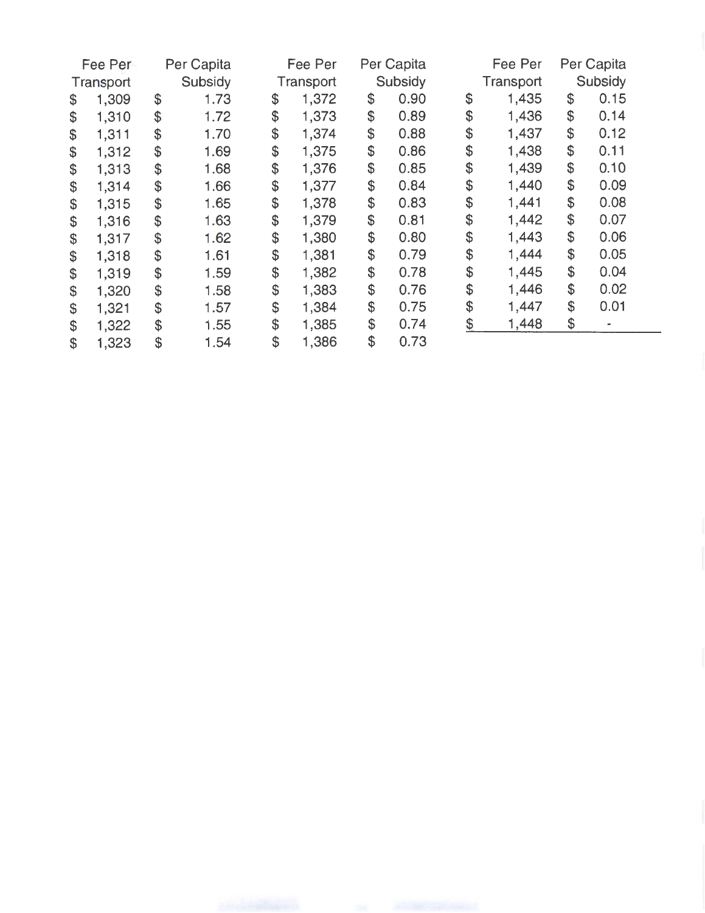| Fee Per Transport | Per Capita Subsidy | Fee Per Transport | Per Capita Subsidy | Fee Per Transport | Per Capita Subsidy |
|---|---|---|---|---|---|
| $ 1,309 | $ 1.73 | $ 1,372 | $ 0.90 | $ 1,435 | $ 0.15 |
| $ 1,310 | $ 1.72 | $ 1,373 | $ 0.89 | $ 1,436 | $ 0.14 |
| $ 1,311 | $ 1.70 | $ 1,374 | $ 0.88 | $ 1,437 | $ 0.12 |
| $ 1,312 | $ 1.69 | $ 1,375 | $ 0.86 | $ 1,438 | $ 0.11 |
| $ 1,313 | $ 1.68 | $ 1,376 | $ 0.85 | $ 1,439 | $ 0.10 |
| $ 1,314 | $ 1.66 | $ 1,377 | $ 0.84 | $ 1,440 | $ 0.09 |
| $ 1,315 | $ 1.65 | $ 1,378 | $ 0.83 | $ 1,441 | $ 0.08 |
| $ 1,316 | $ 1.63 | $ 1,379 | $ 0.81 | $ 1,442 | $ 0.07 |
| $ 1,317 | $ 1.62 | $ 1,380 | $ 0.80 | $ 1,443 | $ 0.06 |
| $ 1,318 | $ 1.61 | $ 1,381 | $ 0.79 | $ 1,444 | $ 0.05 |
| $ 1,319 | $ 1.59 | $ 1,382 | $ 0.78 | $ 1,445 | $ 0.04 |
| $ 1,320 | $ 1.58 | $ 1,383 | $ 0.76 | $ 1,446 | $ 0.02 |
| $ 1,321 | $ 1.57 | $ 1,384 | $ 0.75 | $ 1,447 | $ 0.01 |
| $ 1,322 | $ 1.55 | $ 1,385 | $ 0.74 | $ 1,448 | $ - |
| $ 1,323 | $ 1.54 | $ 1,386 | $ 0.73 | | |